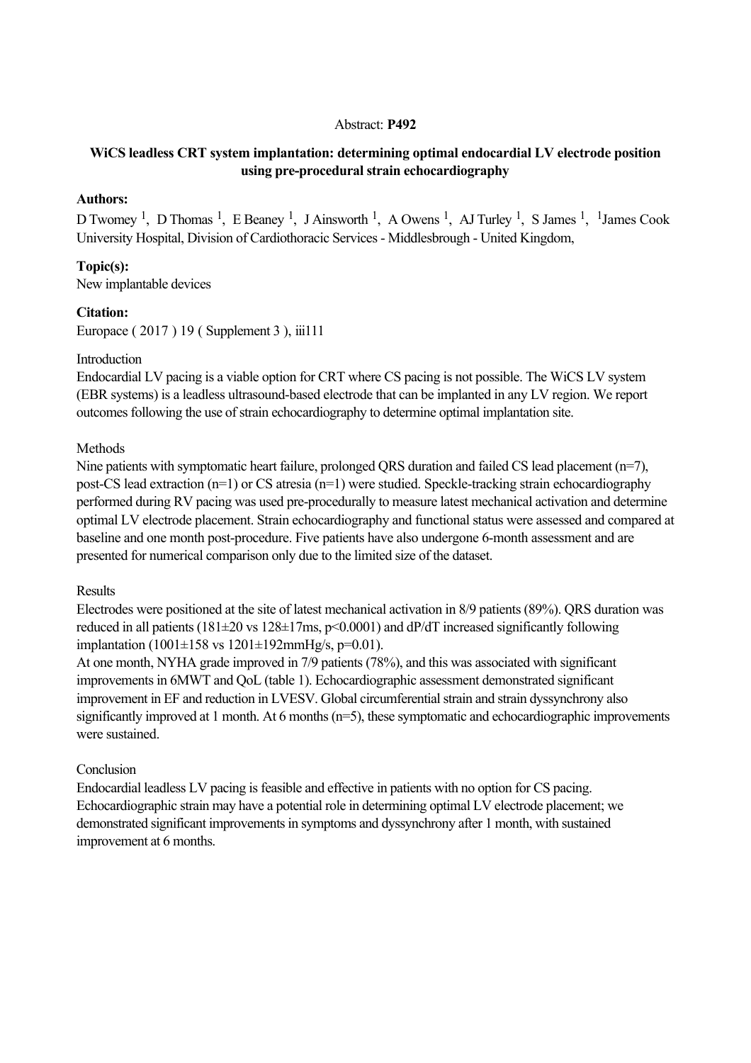Abstract: **P492**

# WiCS leadless CRT system implantation: determining optimal endocardial LV electrode position using pre-procedural strain echocardiography

**Authors:**

D Twomey [1], D Thomas [1], E Beaney [1], J Ainsworth [1], A Owens [1], AJ Turley [1], S James [1], [1]James Cook University Hospital, Division of Cardiothoracic Services - Middlesbrough - United Kingdom,

**Topic(s):**

New implantable devices

**Citation:**

Europace ( 2017 ) 19 ( Supplement 3 ), iii111

Introduction

Endocardial LV pacing is a viable option for CRT where CS pacing is not possible. The WiCS LV system (EBR systems) is a leadless ultrasound-based electrode that can be implanted in any LV region. We report outcomes following the use of strain echocardiography to determine optimal implantation site.

Methods

Nine patients with symptomatic heart failure, prolonged QRS duration and failed CS lead placement (n=7), post-CS lead extraction (n=1) or CS atresia (n=1) were studied. Speckle-tracking strain echocardiography performed during RV pacing was used pre-procedurally to measure latest mechanical activation and determine optimal LV electrode placement. Strain echocardiography and functional status were assessed and compared at baseline and one month post-procedure. Five patients have also undergone 6-month assessment and are presented for numerical comparison only due to the limited size of the dataset.

Results

Electrodes were positioned at the site of latest mechanical activation in 8/9 patients (89%). QRS duration was reduced in all patients (181±20 vs 128±17ms, $p<0.0001$) and dP/dT increased significantly following implantation (1001±158 vs 1201±192mmHg/s, $p=0.01$).

At one month, NYHA grade improved in 7/9 patients (78%), and this was associated with significant improvements in 6MWT and QoL (table 1). Echocardiographic assessment demonstrated significant improvement in EF and reduction in LVESV. Global circumferential strain and strain dyssynchrony also significantly improved at 1 month. At 6 months (n=5), these symptomatic and echocardiographic improvements were sustained.

Conclusion

Endocardial leadless LV pacing is feasible and effective in patients with no option for CS pacing. Echocardiographic strain may have a potential role in determining optimal LV electrode placement; we demonstrated significant improvements in symptoms and dyssynchrony after 1 month, with sustained improvement at 6 months.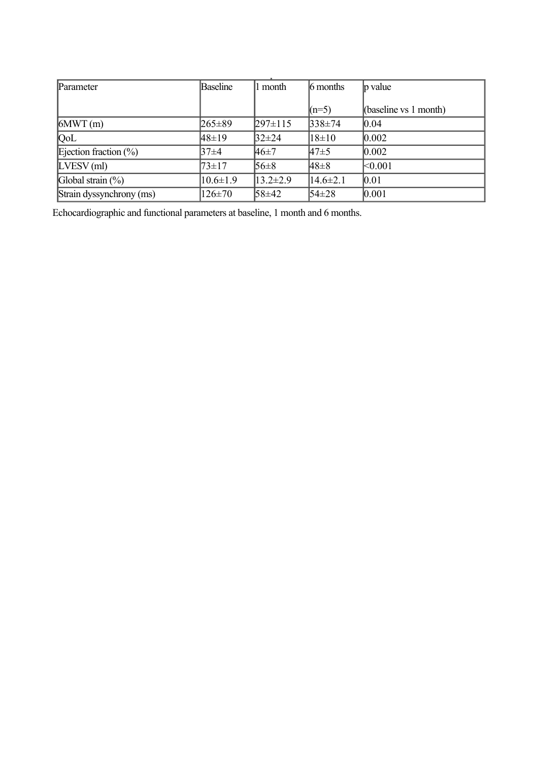| Parameter | Baseline | 1 month | 6 months (n=5) | p value (baseline vs 1 month) |
|---|---|---|---|---|
| 6MWT (m) | 265±89 | 297±115 | 338±74 | 0.04 |
| QoL | 48±19 | 32±24 | 18±10 | 0.002 |
| Ejection fraction (%) | 37±4 | 46±7 | 47±5 | 0.002 |
| LVESV (ml) | 73±17 | 56±8 | 48±8 | <0.001 |
| Global strain (%) | 10.6±1.9 | 13.2±2.9 | 14.6±2.1 | 0.01 |
| Strain dyssynchrony (ms) | 126±70 | 58±42 | 54±28 | 0.001 |

Echocardiographic and functional parameters at baseline, 1 month and 6 months.